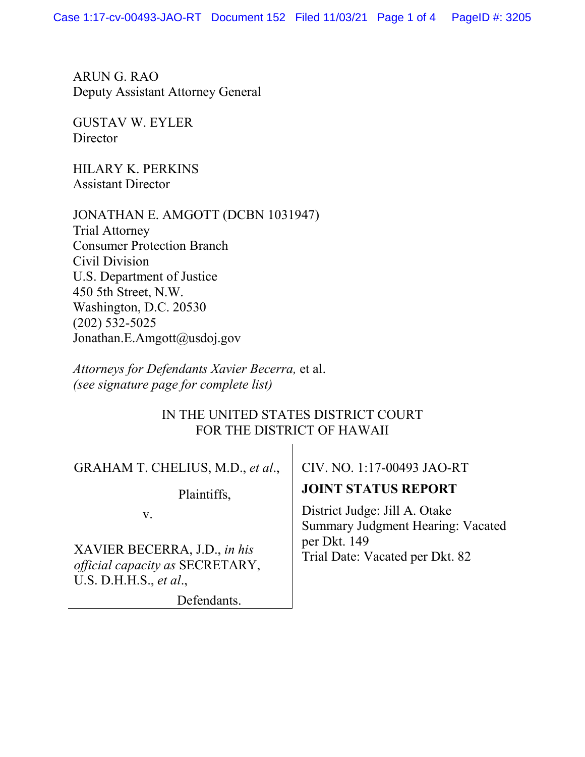ARUN G. RAO
Deputy Assistant Attorney General

GUSTAV W. EYLER
Director

HILARY K. PERKINS
Assistant Director

JONATHAN E. AMGOTT (DCBN 1031947)
Trial Attorney
Consumer Protection Branch
Civil Division
U.S. Department of Justice
450 5th Street, N.W.
Washington, D.C. 20530
(202) 532-5025
Jonathan.E.Amgott@usdoj.gov

*Attorneys for Defendants Xavier Becerra,* et al.
*(see signature page for complete list)*

IN THE UNITED STATES DISTRICT COURT
FOR THE DISTRICT OF HAWAII

| | |
|---|---|
| GRAHAM T. CHELIUS, M.D., *et al*.,<br><br>Plaintiffs,<br><br>v.<br><br>XAVIER BECERRA, J.D., *in his official capacity as* SECRETARY, U.S. D.H.H.S., *et al*.,<br><br>Defendants. | CIV. NO. 1:17-00493 JAO-RT<br><br>**JOINT STATUS REPORT**<br><br>District Judge: Jill A. Otake<br>Summary Judgment Hearing: Vacated per Dkt. 149<br>Trial Date: Vacated per Dkt. 82 |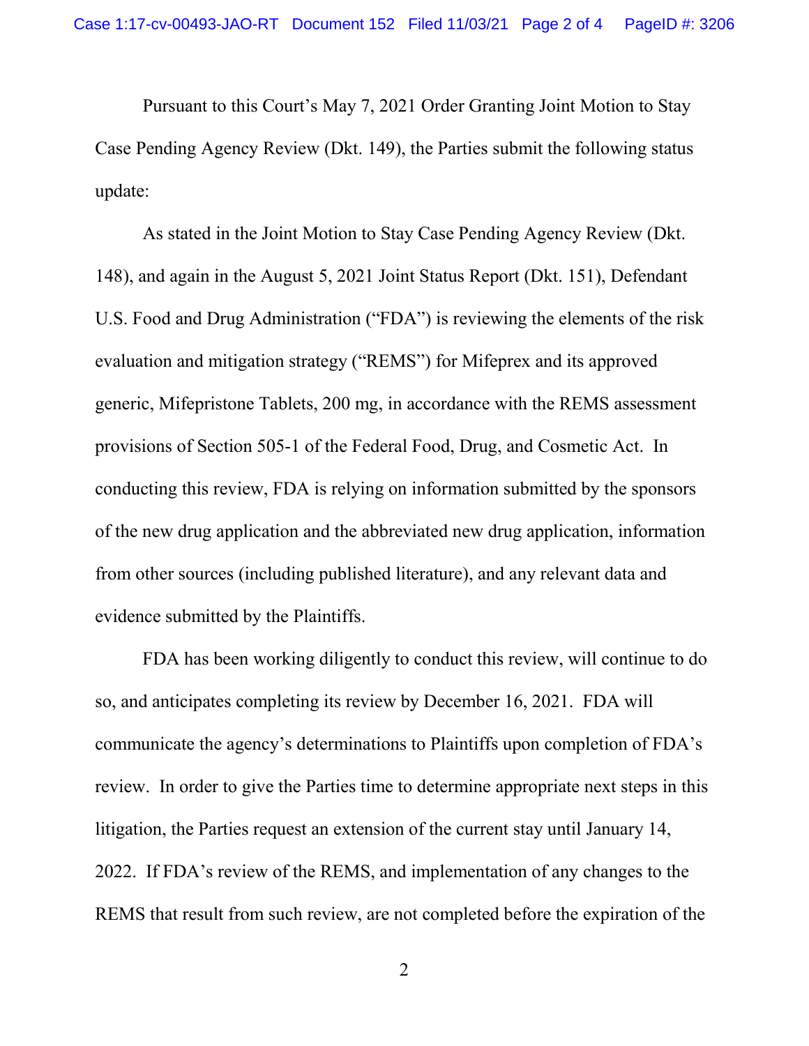Pursuant to this Court's May 7, 2021 Order Granting Joint Motion to Stay Case Pending Agency Review (Dkt. 149), the Parties submit the following status update:

As stated in the Joint Motion to Stay Case Pending Agency Review (Dkt. 148), and again in the August 5, 2021 Joint Status Report (Dkt. 151), Defendant U.S. Food and Drug Administration ("FDA") is reviewing the elements of the risk evaluation and mitigation strategy ("REMS") for Mifeprex and its approved generic, Mifepristone Tablets, 200 mg, in accordance with the REMS assessment provisions of Section 505-1 of the Federal Food, Drug, and Cosmetic Act. In conducting this review, FDA is relying on information submitted by the sponsors of the new drug application and the abbreviated new drug application, information from other sources (including published literature), and any relevant data and evidence submitted by the Plaintiffs.

FDA has been working diligently to conduct this review, will continue to do so, and anticipates completing its review by December 16, 2021. FDA will communicate the agency's determinations to Plaintiffs upon completion of FDA's review. In order to give the Parties time to determine appropriate next steps in this litigation, the Parties request an extension of the current stay until January 14, 2022. If FDA's review of the REMS, and implementation of any changes to the REMS that result from such review, are not completed before the expiration of the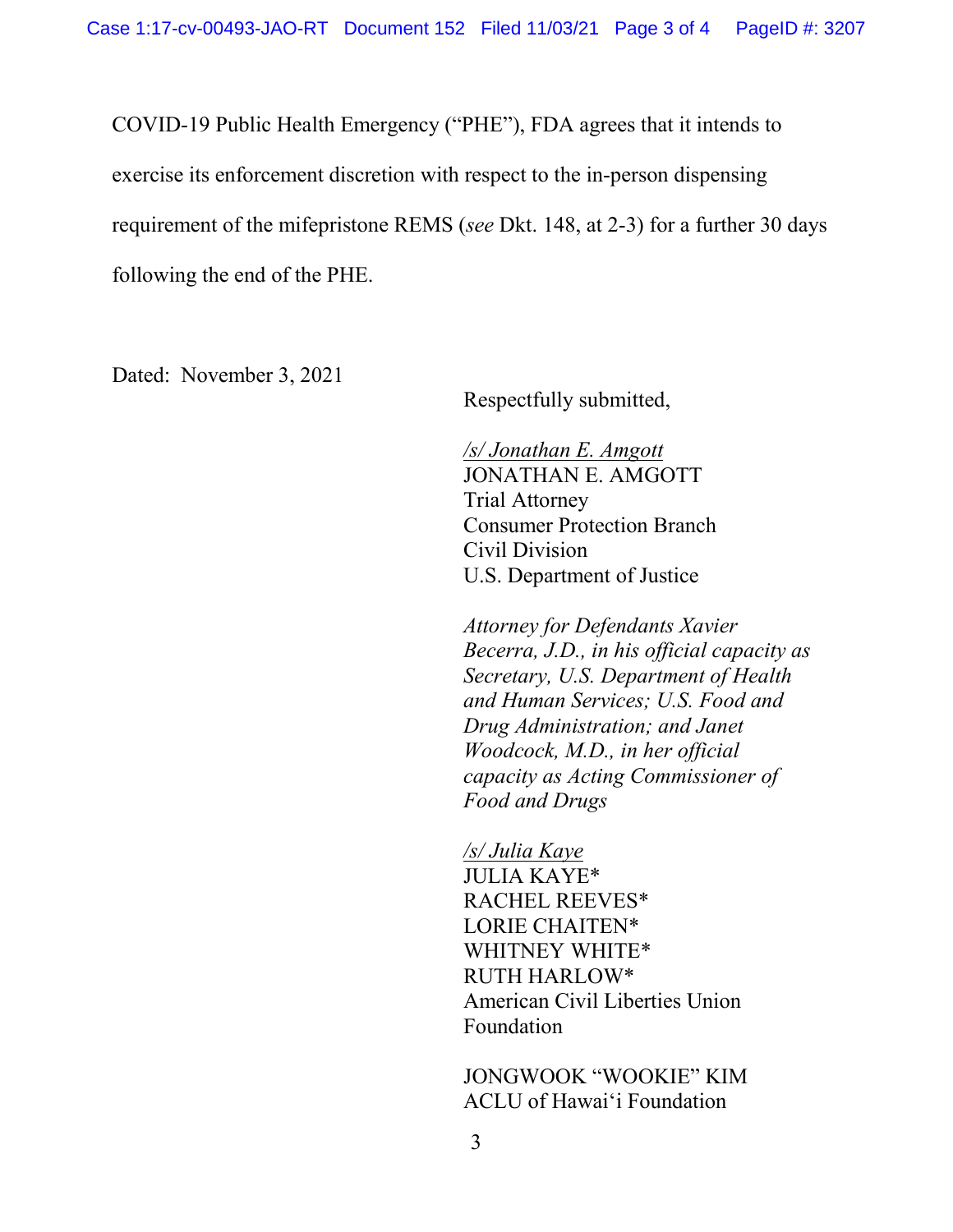COVID-19 Public Health Emergency ("PHE"), FDA agrees that it intends to exercise its enforcement discretion with respect to the in-person dispensing requirement of the mifepristone REMS (*see* Dkt. 148, at 2-3) for a further 30 days following the end of the PHE.

Dated: November 3, 2021

Respectfully submitted,

/s/ Jonathan E. Amgott
JONATHAN E. AMGOTT
Trial Attorney
Consumer Protection Branch
Civil Division
U.S. Department of Justice

*Attorney for Defendants Xavier Becerra, J.D., in his official capacity as Secretary, U.S. Department of Health and Human Services; U.S. Food and Drug Administration; and Janet Woodcock, M.D., in her official capacity as Acting Commissioner of Food and Drugs*

/s/ Julia Kaye
JULIA KAYE*
RACHEL REEVES*
LORIE CHAITEN*
WHITNEY WHITE*
RUTH HARLOW*
American Civil Liberties Union Foundation

JONGWOOK "WOOKIE" KIM
ACLU of Hawaiʻi Foundation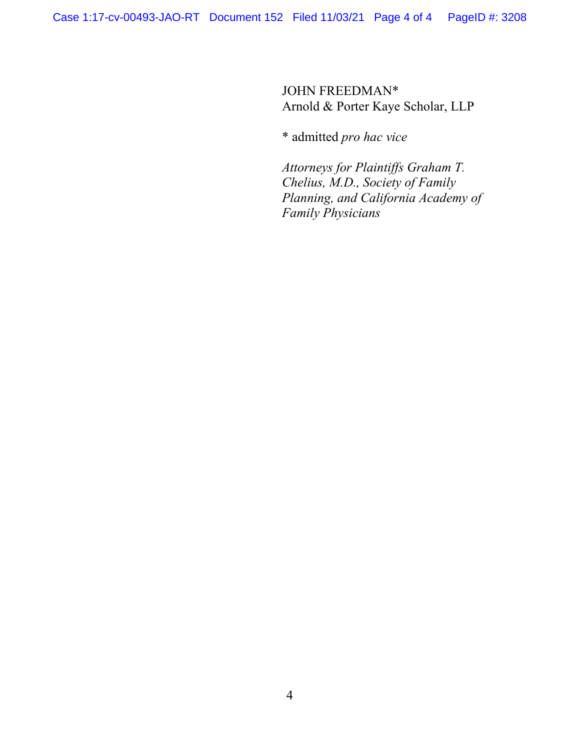JOHN FREEDMAN*
Arnold & Porter Kaye Scholar, LLP

* admitted *pro hac vice*

*Attorneys for Plaintiffs Graham T. Chelius, M.D., Society of Family Planning, and California Academy of Family Physicians*